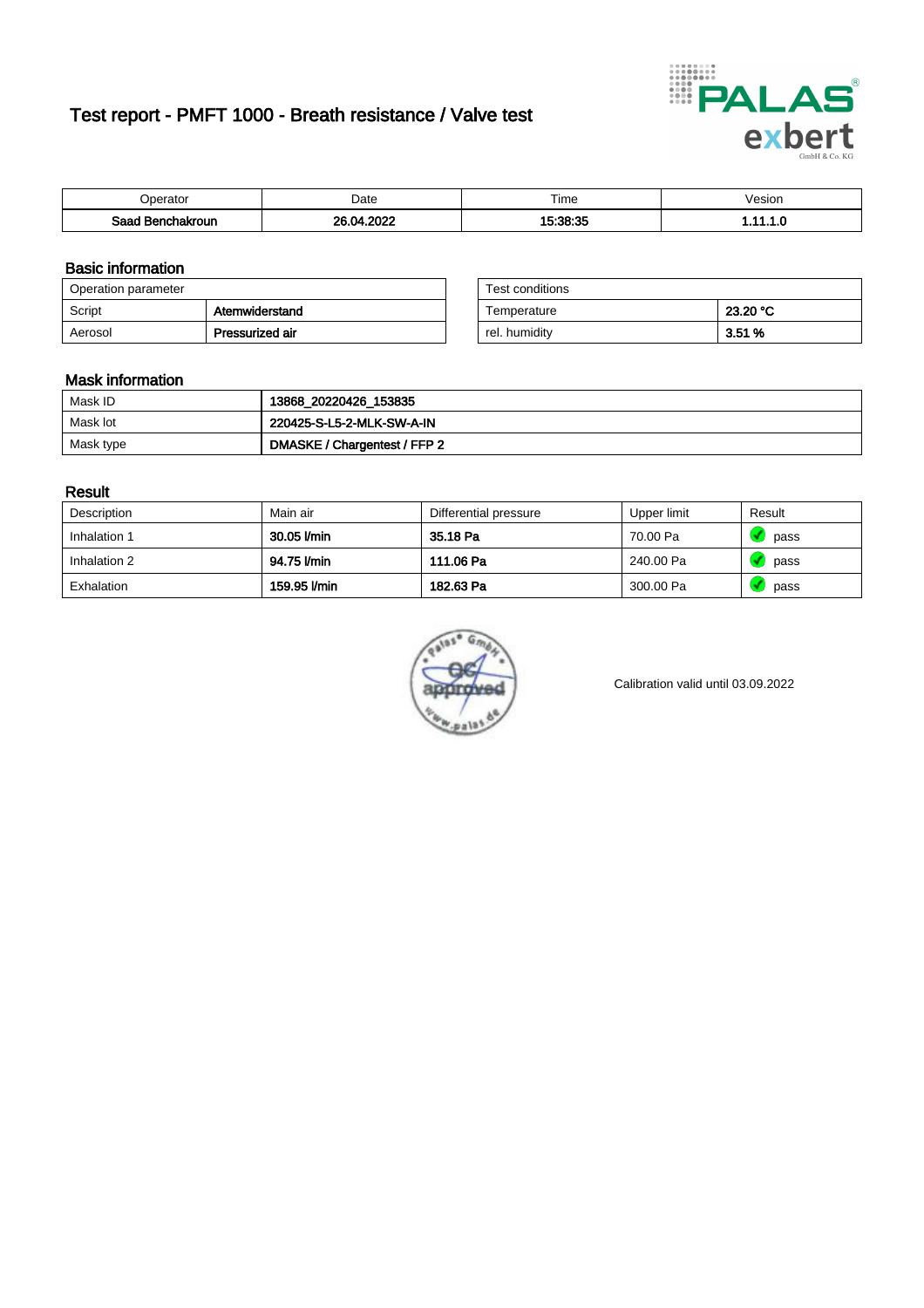# Test report - PMFT 1000 - Breath resistance / Valve test

| Operator | Date | Time | Vesion |
|---|---|---|---|
| **Saad Benchakroun** | **26.04.2022** | **15:38:35** | **1.11.1.0** |

## Basic information

| Operation parameter | |
|---|---|
| Script | **Atemwiderstand** |
| Aerosol | **Pressurized air** |

| Test conditions | |
|---|---|
| Temperature | **23.20 °C** |
| rel. humidity | **3.51 %** |

## Mask information

| | |
|---|---|
| Mask ID | **13868_20220426_153835** |
| Mask lot | **220425-S-L5-2-MLK-SW-A-IN** |
| Mask type | **DMASKE / Chargentest / FFP 2** |

## Result

| Description | Main air | Differential pressure | Upper limit | Result |
|---|---|---|---|---|
| Inhalation 1 | **30.05 l/min** | **35.18 Pa** | 70.00 Pa | pass |
| Inhalation 2 | **94.75 l/min** | **111.06 Pa** | 240.00 Pa | pass |
| Exhalation | **159.95 l/min** | **182.63 Pa** | 300.00 Pa | pass |

Calibration valid until 03.09.2022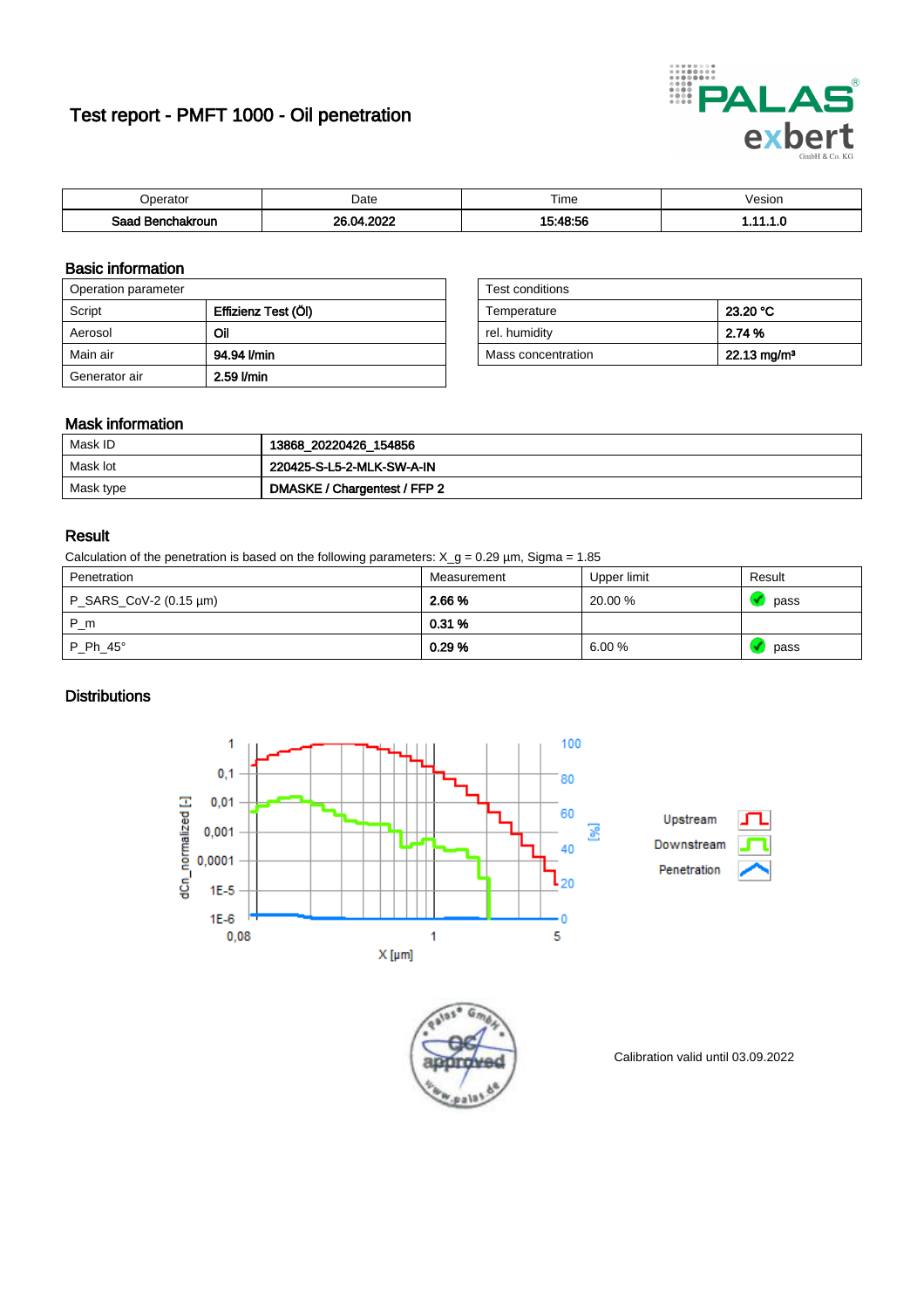# Test report - PMFT 1000 - Oil penetration

PALAS exbert GmbH & Co. KG

| Operator | Date | Time | Vesion |
|---|---|---|---|
| **Saad Benchakroun** | **26.04.2022** | **15:48:56** | **1.11.1.0** |

## Basic information

| Operation parameter | |
|---|---|
| Script | **Effizienz Test (Öl)** |
| Aerosol | **Oil** |
| Main air | **94.94 l/min** |
| Generator air | **2.59 l/min** |

| Test conditions | |
|---|---|
| Temperature | **23.20 °C** |
| rel. humidity | **2.74 %** |
| Mass concentration | **22.13 mg/m³** |

## Mask information

| | |
|---|---|
| Mask ID | **13868_20220426_154856** |
| Mask lot | **220425-S-L5-2-MLK-SW-A-IN** |
| Mask type | **DMASKE / Chargentest / FFP 2** |

## Result

Calculation of the penetration is based on the following parameters: X_g = 0.29 µm, Sigma = 1.85

| Penetration | Measurement | Upper limit | Result |
|---|---|---|---|
| P_SARS_CoV-2 (0.15 µm) | **2.66 %** | 20.00 % | pass |
| P_m | **0.31 %** | | |
| P_Ph_45° | **0.29 %** | 6.00 % | pass |

## Distributions

1
0,1
0,01
0,001
0,0001
1E-5
1E-6
dCn_normalized [-]
100
80
60
40
20
0
[%]
0,08
1
5
X [µm]

Upstream
Downstream
Penetration

Palas® GmbH QC approved www.palas.de

Calibration valid until 03.09.2022